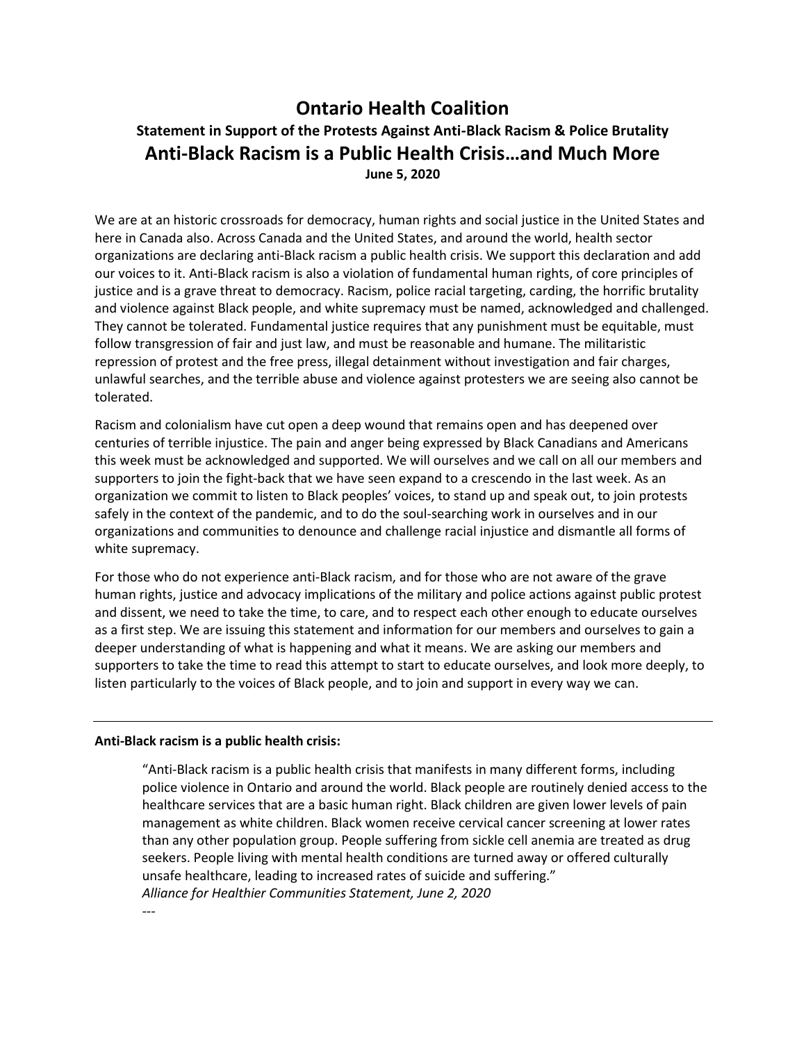# Ontario Health Coalition

### Statement in Support of the Protests Against Anti-Black Racism & Police Brutality

## Anti-Black Racism is a Public Health Crisis…and Much More

**June 5, 2020**

We are at an historic crossroads for democracy, human rights and social justice in the United States and here in Canada also. Across Canada and the United States, and around the world, health sector organizations are declaring anti-Black racism a public health crisis. We support this declaration and add our voices to it. Anti-Black racism is also a violation of fundamental human rights, of core principles of justice and is a grave threat to democracy. Racism, police racial targeting, carding, the horrific brutality and violence against Black people, and white supremacy must be named, acknowledged and challenged. They cannot be tolerated. Fundamental justice requires that any punishment must be equitable, must follow transgression of fair and just law, and must be reasonable and humane. The militaristic repression of protest and the free press, illegal detainment without investigation and fair charges, unlawful searches, and the terrible abuse and violence against protesters we are seeing also cannot be tolerated.

Racism and colonialism have cut open a deep wound that remains open and has deepened over centuries of terrible injustice. The pain and anger being expressed by Black Canadians and Americans this week must be acknowledged and supported. We will ourselves and we call on all our members and supporters to join the fight-back that we have seen expand to a crescendo in the last week. As an organization we commit to listen to Black peoples' voices, to stand up and speak out, to join protests safely in the context of the pandemic, and to do the soul-searching work in ourselves and in our organizations and communities to denounce and challenge racial injustice and dismantle all forms of white supremacy.

For those who do not experience anti-Black racism, and for those who are not aware of the grave human rights, justice and advocacy implications of the military and police actions against public protest and dissent, we need to take the time, to care, and to respect each other enough to educate ourselves as a first step. We are issuing this statement and information for our members and ourselves to gain a deeper understanding of what is happening and what it means. We are asking our members and supporters to take the time to read this attempt to start to educate ourselves, and look more deeply, to listen particularly to the voices of Black people, and to join and support in every way we can.

---

**Anti-Black racism is a public health crisis:**

> "Anti-Black racism is a public health crisis that manifests in many different forms, including police violence in Ontario and around the world. Black people are routinely denied access to the healthcare services that are a basic human right. Black children are given lower levels of pain management as white children. Black women receive cervical cancer screening at lower rates than any other population group. People suffering from sickle cell anemia are treated as drug seekers. People living with mental health conditions are turned away or offered culturally unsafe healthcare, leading to increased rates of suicide and suffering."
> *Alliance for Healthier Communities Statement, June 2, 2020*

---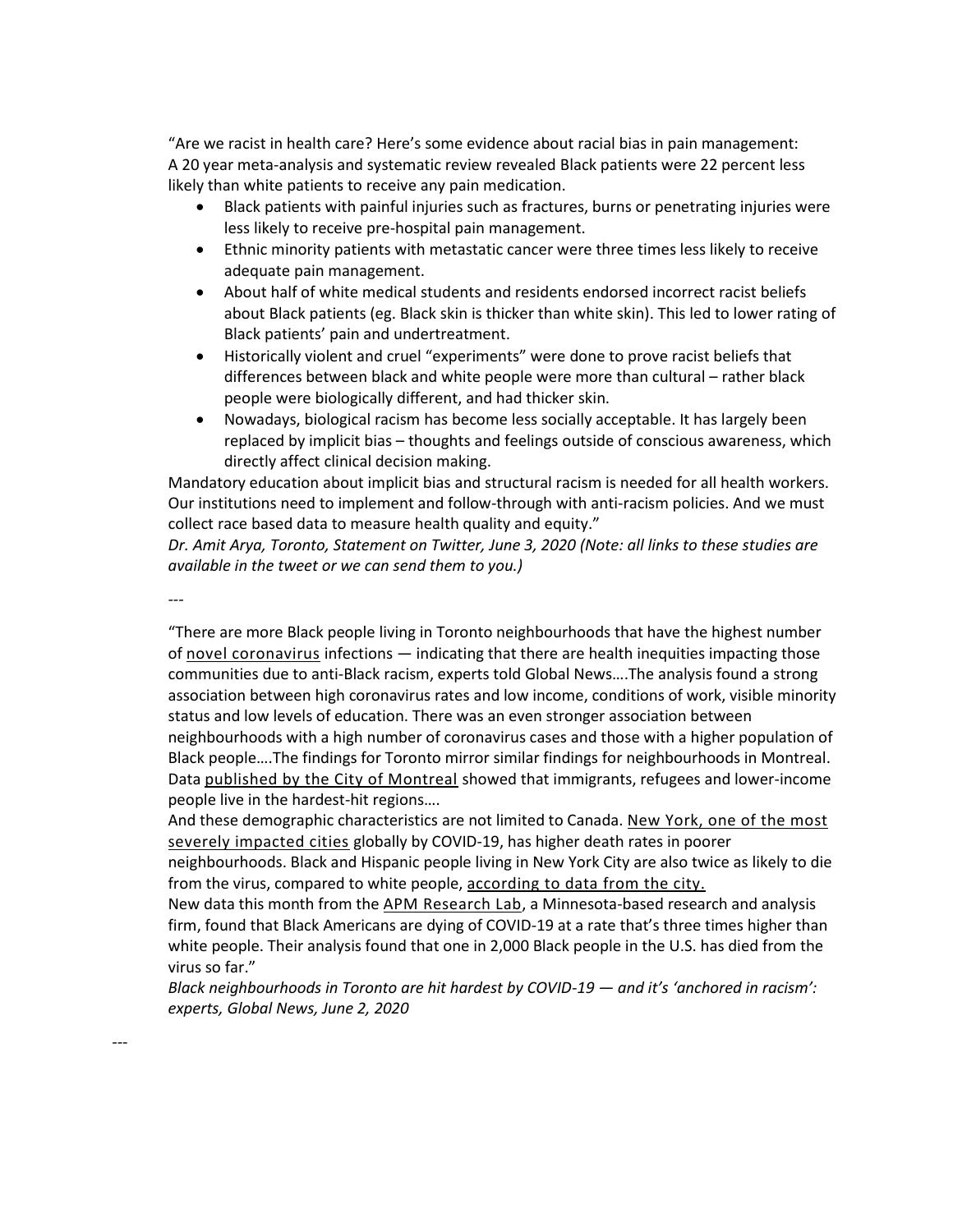"Are we racist in health care? Here's some evidence about racial bias in pain management: A 20 year meta-analysis and systematic review revealed Black patients were 22 percent less likely than white patients to receive any pain medication.

- Black patients with painful injuries such as fractures, burns or penetrating injuries were less likely to receive pre-hospital pain management.
- Ethnic minority patients with metastatic cancer were three times less likely to receive adequate pain management.
- About half of white medical students and residents endorsed incorrect racist beliefs about Black patients (eg. Black skin is thicker than white skin). This led to lower rating of Black patients' pain and undertreatment.
- Historically violent and cruel "experiments" were done to prove racist beliefs that differences between black and white people were more than cultural – rather black people were biologically different, and had thicker skin.
- Nowadays, biological racism has become less socially acceptable. It has largely been replaced by implicit bias – thoughts and feelings outside of conscious awareness, which directly affect clinical decision making.

Mandatory education about implicit bias and structural racism is needed for all health workers. Our institutions need to implement and follow-through with anti-racism policies. And we must collect race based data to measure health quality and equity."

*Dr. Amit Arya, Toronto, Statement on Twitter, June 3, 2020 (Note: all links to these studies are available in the tweet or we can send them to you.)*

---

"There are more Black people living in Toronto neighbourhoods that have the highest number of novel coronavirus infections — indicating that there are health inequities impacting those communities due to anti-Black racism, experts told Global News….The analysis found a strong association between high coronavirus rates and low income, conditions of work, visible minority status and low levels of education. There was an even stronger association between neighbourhoods with a high number of coronavirus cases and those with a higher population of Black people….The findings for Toronto mirror similar findings for neighbourhoods in Montreal. Data published by the City of Montreal showed that immigrants, refugees and lower-income people live in the hardest-hit regions….

And these demographic characteristics are not limited to Canada. New York, one of the most severely impacted cities globally by COVID-19, has higher death rates in poorer neighbourhoods. Black and Hispanic people living in New York City are also twice as likely to die from the virus, compared to white people, according to data from the city.

New data this month from the APM Research Lab, a Minnesota-based research and analysis firm, found that Black Americans are dying of COVID-19 at a rate that's three times higher than white people. Their analysis found that one in 2,000 Black people in the U.S. has died from the virus so far."

*Black neighbourhoods in Toronto are hit hardest by COVID-19 — and it's 'anchored in racism': experts, Global News, June 2, 2020*

---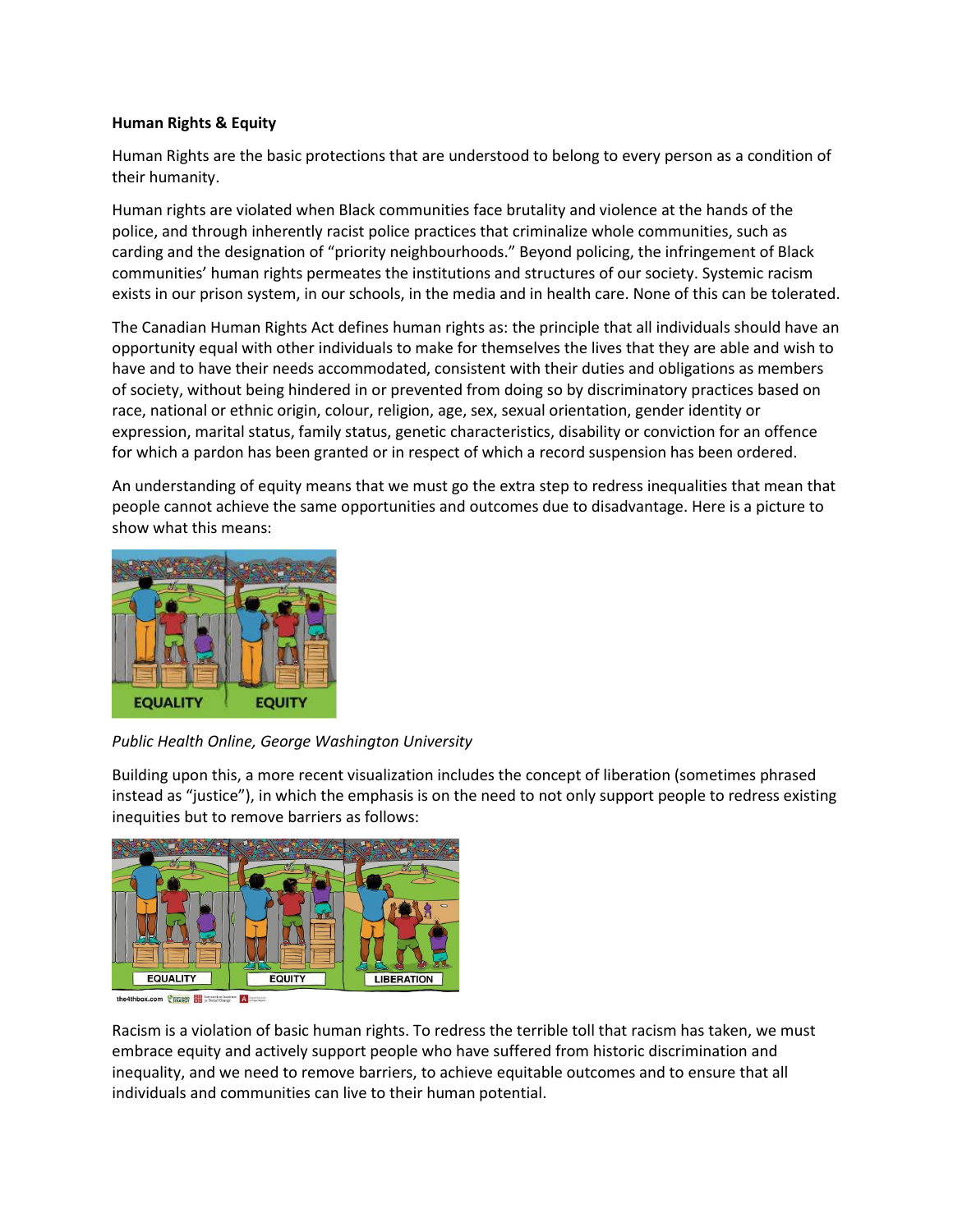**Human Rights & Equity**

Human Rights are the basic protections that are understood to belong to every person as a condition of their humanity.

Human rights are violated when Black communities face brutality and violence at the hands of the police, and through inherently racist police practices that criminalize whole communities, such as carding and the designation of "priority neighbourhoods." Beyond policing, the infringement of Black communities' human rights permeates the institutions and structures of our society. Systemic racism exists in our prison system, in our schools, in the media and in health care. None of this can be tolerated.

The Canadian Human Rights Act defines human rights as: the principle that all individuals should have an opportunity equal with other individuals to make for themselves the lives that they are able and wish to have and to have their needs accommodated, consistent with their duties and obligations as members of society, without being hindered in or prevented from doing so by discriminatory practices based on race, national or ethnic origin, colour, religion, age, sex, sexual orientation, gender identity or expression, marital status, family status, genetic characteristics, disability or conviction for an offence for which a pardon has been granted or in respect of which a record suspension has been ordered.

An understanding of equity means that we must go the extra step to redress inequalities that mean that people cannot achieve the same opportunities and outcomes due to disadvantage. Here is a picture to show what this means:

*Public Health Online, George Washington University*

Building upon this, a more recent visualization includes the concept of liberation (sometimes phrased instead as "justice"), in which the emphasis is on the need to not only support people to redress existing inequities but to remove barriers as follows:

Racism is a violation of basic human rights. To redress the terrible toll that racism has taken, we must embrace equity and actively support people who have suffered from historic discrimination and inequality, and we need to remove barriers, to achieve equitable outcomes and to ensure that all individuals and communities can live to their human potential.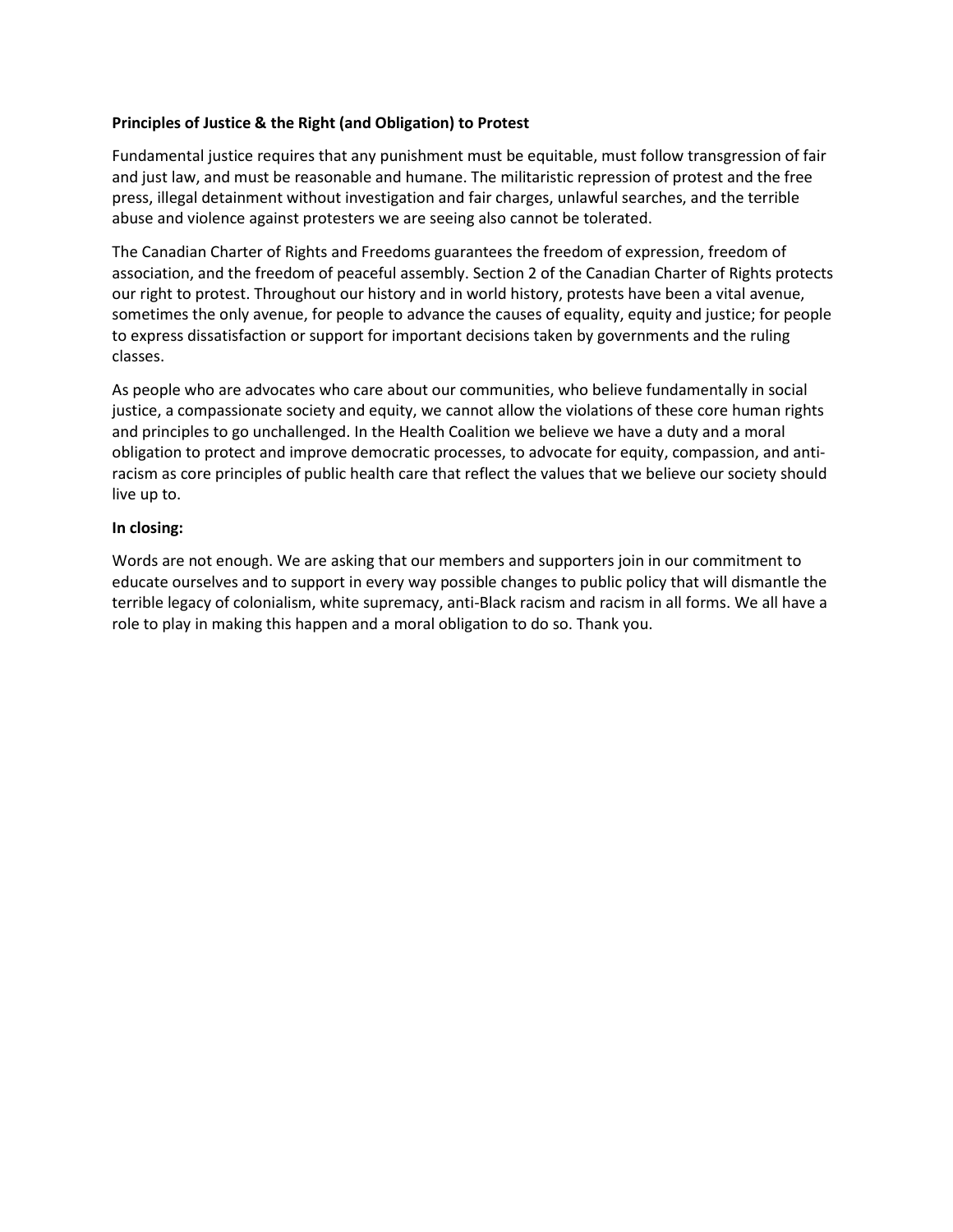**Principles of Justice & the Right (and Obligation) to Protest**

Fundamental justice requires that any punishment must be equitable, must follow transgression of fair and just law, and must be reasonable and humane. The militaristic repression of protest and the free press, illegal detainment without investigation and fair charges, unlawful searches, and the terrible abuse and violence against protesters we are seeing also cannot be tolerated.

The Canadian Charter of Rights and Freedoms guarantees the freedom of expression, freedom of association, and the freedom of peaceful assembly. Section 2 of the Canadian Charter of Rights protects our right to protest. Throughout our history and in world history, protests have been a vital avenue, sometimes the only avenue, for people to advance the causes of equality, equity and justice; for people to express dissatisfaction or support for important decisions taken by governments and the ruling classes.

As people who are advocates who care about our communities, who believe fundamentally in social justice, a compassionate society and equity, we cannot allow the violations of these core human rights and principles to go unchallenged. In the Health Coalition we believe we have a duty and a moral obligation to protect and improve democratic processes, to advocate for equity, compassion, and anti-racism as core principles of public health care that reflect the values that we believe our society should live up to.

**In closing:**

Words are not enough. We are asking that our members and supporters join in our commitment to educate ourselves and to support in every way possible changes to public policy that will dismantle the terrible legacy of colonialism, white supremacy, anti-Black racism and racism in all forms. We all have a role to play in making this happen and a moral obligation to do so. Thank you.